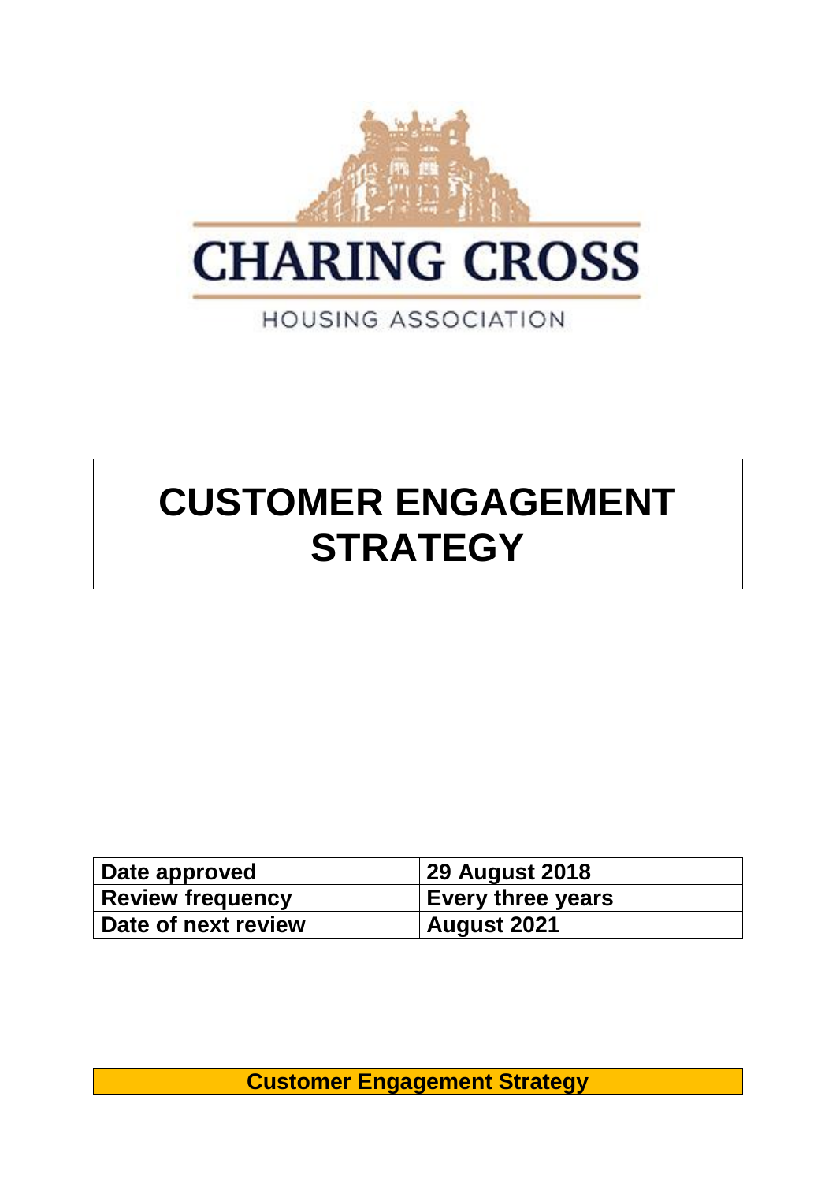CHARING CROSS

HOUSING ASSOCIATION

# CUSTOMER ENGAGEMENT STRATEGY

| **Date approved** | **29 August 2018** |
|---|---|
| **Review frequency** | **Every three years** |
| **Date of next review** | **August 2021** |

**Customer Engagement Strategy**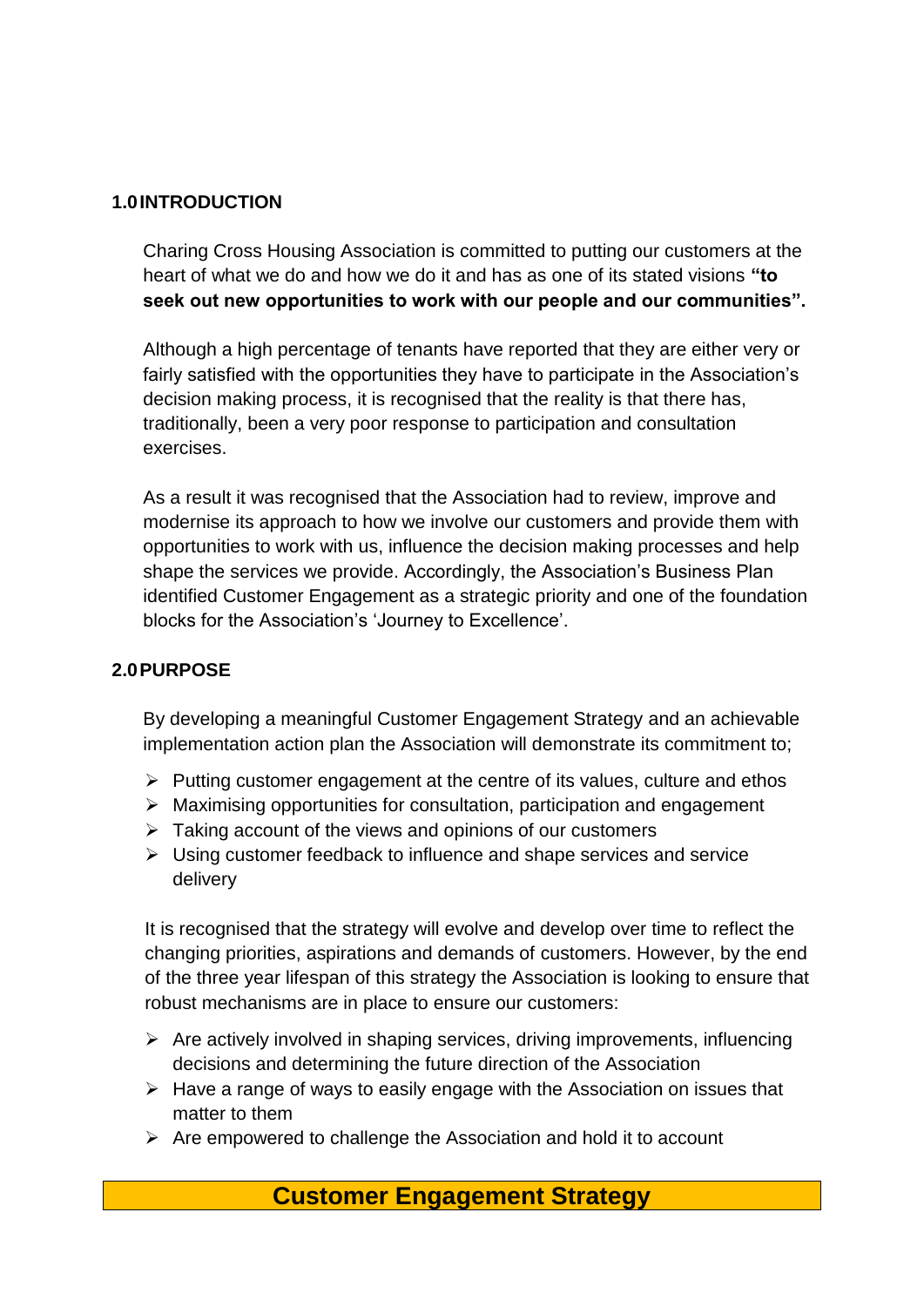## 1.0 INTRODUCTION

Charing Cross Housing Association is committed to putting our customers at the heart of what we do and how we do it and has as one of its stated visions **"to seek out new opportunities to work with our people and our communities".**

Although a high percentage of tenants have reported that they are either very or fairly satisfied with the opportunities they have to participate in the Association's decision making process, it is recognised that the reality is that there has, traditionally, been a very poor response to participation and consultation exercises.

As a result it was recognised that the Association had to review, improve and modernise its approach to how we involve our customers and provide them with opportunities to work with us, influence the decision making processes and help shape the services we provide. Accordingly, the Association's Business Plan identified Customer Engagement as a strategic priority and one of the foundation blocks for the Association's 'Journey to Excellence'.

## 2.0 PURPOSE

By developing a meaningful Customer Engagement Strategy and an achievable implementation action plan the Association will demonstrate its commitment to;

- Putting customer engagement at the centre of its values, culture and ethos
- Maximising opportunities for consultation, participation and engagement
- Taking account of the views and opinions of our customers
- Using customer feedback to influence and shape services and service delivery

It is recognised that the strategy will evolve and develop over time to reflect the changing priorities, aspirations and demands of customers. However, by the end of the three year lifespan of this strategy the Association is looking to ensure that robust mechanisms are in place to ensure our customers:

- Are actively involved in shaping services, driving improvements, influencing decisions and determining the future direction of the Association
- Have a range of ways to easily engage with the Association on issues that matter to them
- Are empowered to challenge the Association and hold it to account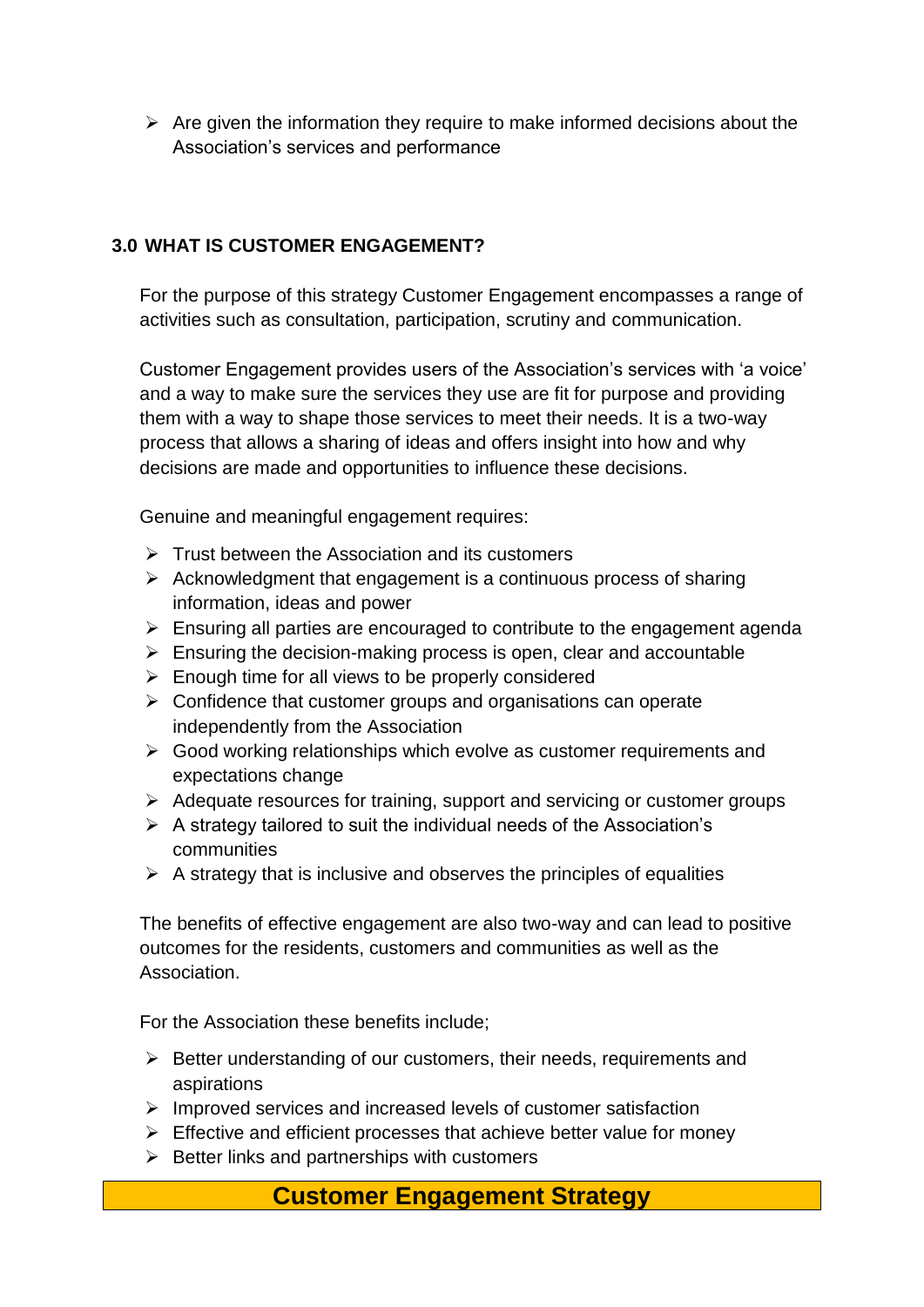- Are given the information they require to make informed decisions about the Association's services and performance

## 3.0 WHAT IS CUSTOMER ENGAGEMENT?

For the purpose of this strategy Customer Engagement encompasses a range of activities such as consultation, participation, scrutiny and communication.

Customer Engagement provides users of the Association's services with 'a voice' and a way to make sure the services they use are fit for purpose and providing them with a way to shape those services to meet their needs. It is a two-way process that allows a sharing of ideas and offers insight into how and why decisions are made and opportunities to influence these decisions.

Genuine and meaningful engagement requires:

- Trust between the Association and its customers
- Acknowledgment that engagement is a continuous process of sharing information, ideas and power
- Ensuring all parties are encouraged to contribute to the engagement agenda
- Ensuring the decision-making process is open, clear and accountable
- Enough time for all views to be properly considered
- Confidence that customer groups and organisations can operate independently from the Association
- Good working relationships which evolve as customer requirements and expectations change
- Adequate resources for training, support and servicing or customer groups
- A strategy tailored to suit the individual needs of the Association's communities
- A strategy that is inclusive and observes the principles of equalities

The benefits of effective engagement are also two-way and can lead to positive outcomes for the residents, customers and communities as well as the Association.

For the Association these benefits include;

- Better understanding of our customers, their needs, requirements and aspirations
- Improved services and increased levels of customer satisfaction
- Effective and efficient processes that achieve better value for money
- Better links and partnerships with customers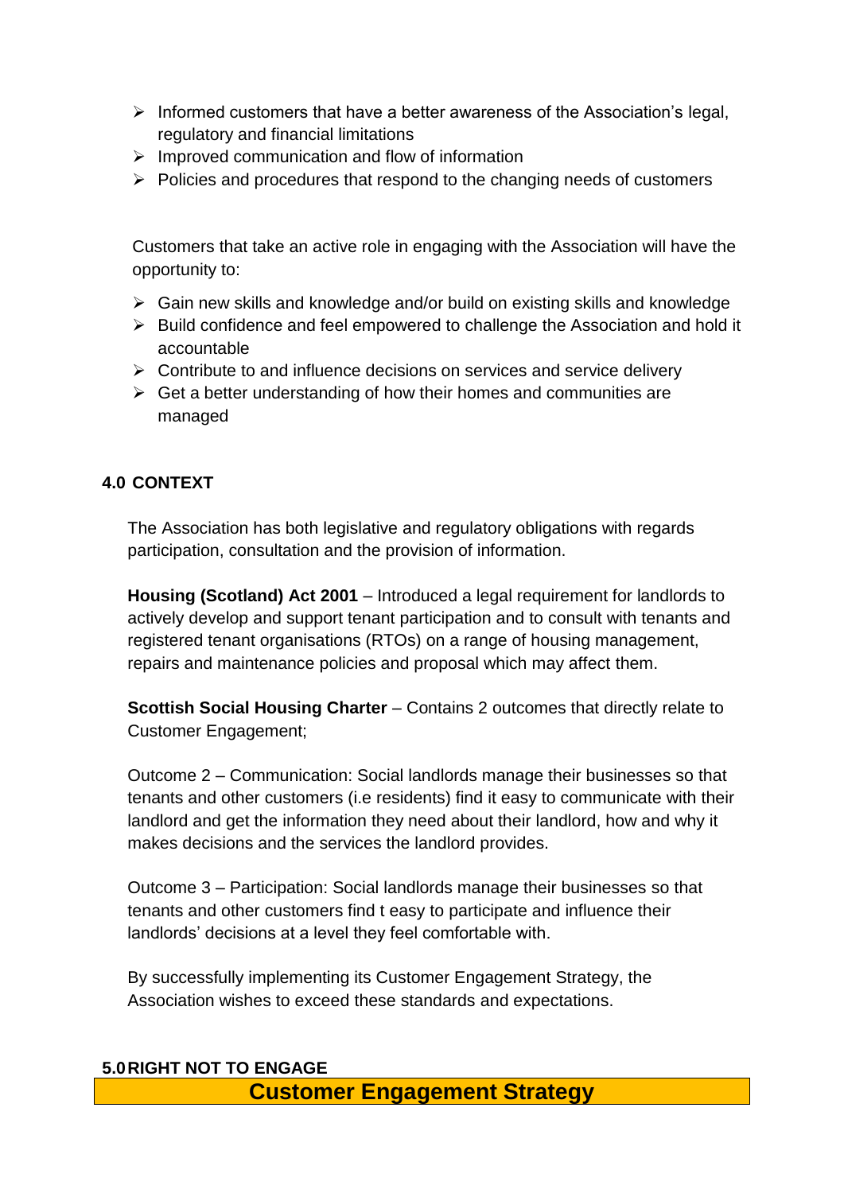- Informed customers that have a better awareness of the Association's legal, regulatory and financial limitations
- Improved communication and flow of information
- Policies and procedures that respond to the changing needs of customers

Customers that take an active role in engaging with the Association will have the opportunity to:

- Gain new skills and knowledge and/or build on existing skills and knowledge
- Build confidence and feel empowered to challenge the Association and hold it accountable
- Contribute to and influence decisions on services and service delivery
- Get a better understanding of how their homes and communities are managed

## 4.0 CONTEXT

The Association has both legislative and regulatory obligations with regards participation, consultation and the provision of information.

**Housing (Scotland) Act 2001** – Introduced a legal requirement for landlords to actively develop and support tenant participation and to consult with tenants and registered tenant organisations (RTOs) on a range of housing management, repairs and maintenance policies and proposal which may affect them.

**Scottish Social Housing Charter** – Contains 2 outcomes that directly relate to Customer Engagement;

Outcome 2 – Communication: Social landlords manage their businesses so that tenants and other customers (i.e residents) find it easy to communicate with their landlord and get the information they need about their landlord, how and why it makes decisions and the services the landlord provides.

Outcome 3 – Participation: Social landlords manage their businesses so that tenants and other customers find t easy to participate and influence their landlords' decisions at a level they feel comfortable with.

By successfully implementing its Customer Engagement Strategy, the Association wishes to exceed these standards and expectations.

## 5.0 RIGHT NOT TO ENGAGE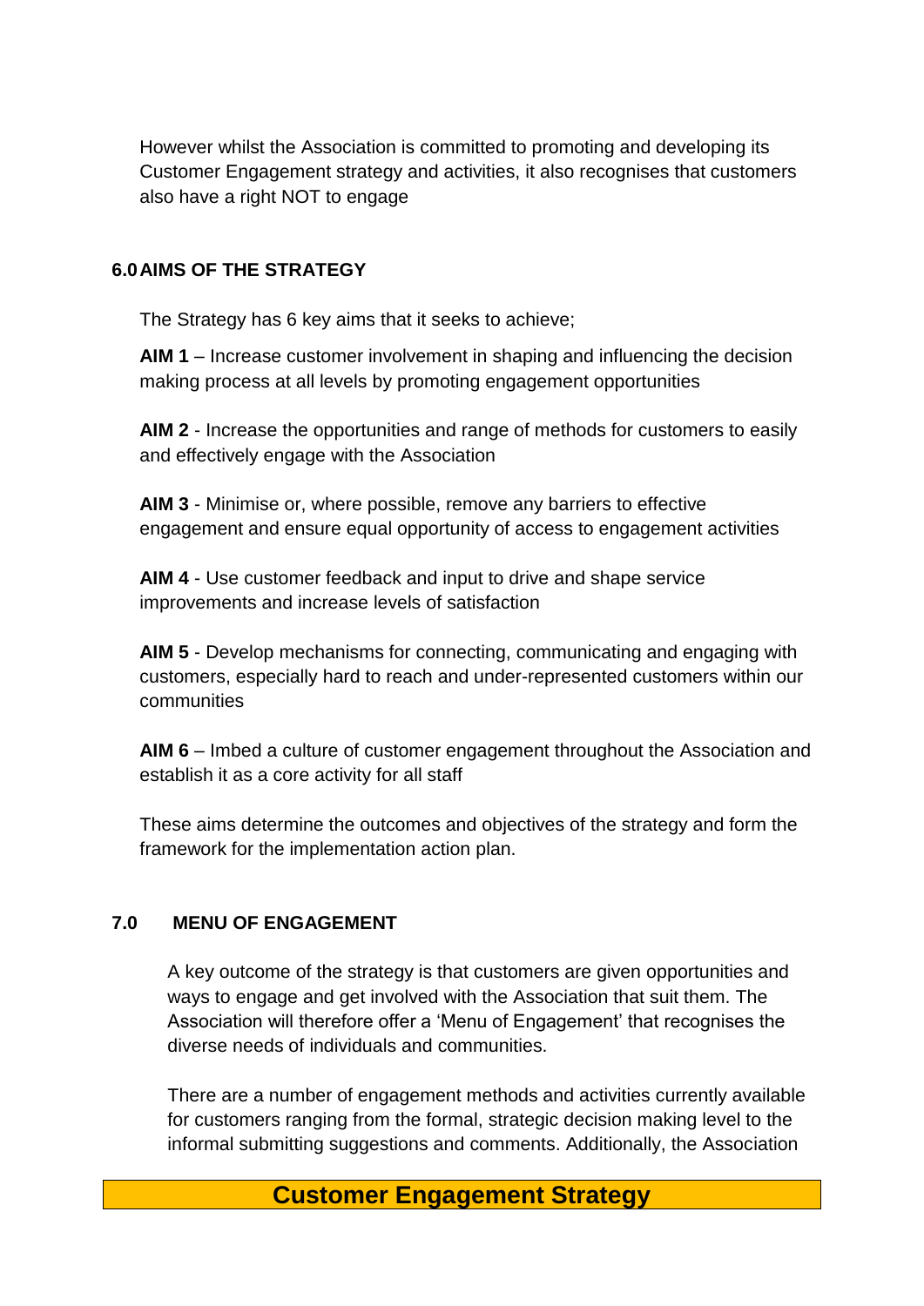However whilst the Association is committed to promoting and developing its Customer Engagement strategy and activities, it also recognises that customers also have a right NOT to engage

## 6.0 AIMS OF THE STRATEGY

The Strategy has 6 key aims that it seeks to achieve;

**AIM 1** – Increase customer involvement in shaping and influencing the decision making process at all levels by promoting engagement opportunities

**AIM 2** - Increase the opportunities and range of methods for customers to easily and effectively engage with the Association

**AIM 3** - Minimise or, where possible, remove any barriers to effective engagement and ensure equal opportunity of access to engagement activities

**AIM 4** - Use customer feedback and input to drive and shape service improvements and increase levels of satisfaction

**AIM 5** - Develop mechanisms for connecting, communicating and engaging with customers, especially hard to reach and under-represented customers within our communities

**AIM 6** – Imbed a culture of customer engagement throughout the Association and establish it as a core activity for all staff

These aims determine the outcomes and objectives of the strategy and form the framework for the implementation action plan.

## 7.0 MENU OF ENGAGEMENT

A key outcome of the strategy is that customers are given opportunities and ways to engage and get involved with the Association that suit them. The Association will therefore offer a 'Menu of Engagement' that recognises the diverse needs of individuals and communities.

There are a number of engagement methods and activities currently available for customers ranging from the formal, strategic decision making level to the informal submitting suggestions and comments. Additionally, the Association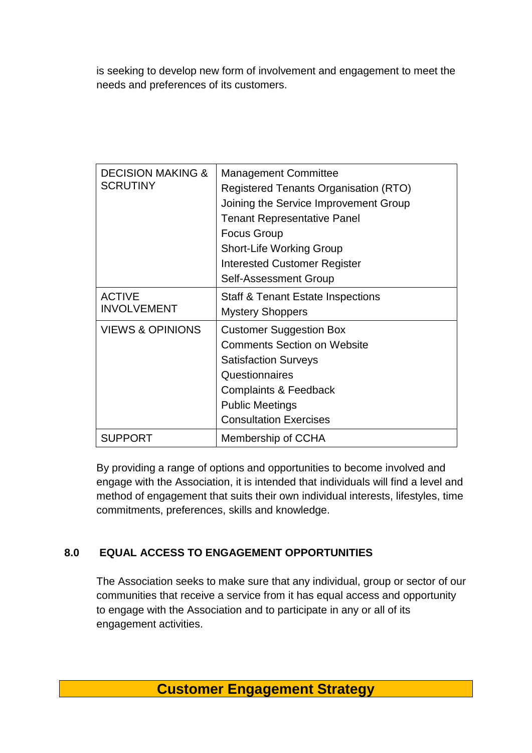is seeking to develop new form of involvement and engagement to meet the needs and preferences of its customers.

| | |
|---|---|
| DECISION MAKING & SCRUTINY | Management Committee<br>Registered Tenants Organisation (RTO)<br>Joining the Service Improvement Group<br>Tenant Representative Panel<br>Focus Group<br>Short-Life Working Group<br>Interested Customer Register<br>Self-Assessment Group |
| ACTIVE INVOLVEMENT | Staff & Tenant Estate Inspections<br>Mystery Shoppers |
| VIEWS & OPINIONS | Customer Suggestion Box<br>Comments Section on Website<br>Satisfaction Surveys<br>Questionnaires<br>Complaints & Feedback<br>Public Meetings<br>Consultation Exercises |
| SUPPORT | Membership of CCHA |

By providing a range of options and opportunities to become involved and engage with the Association, it is intended that individuals will find a level and method of engagement that suits their own individual interests, lifestyles, time commitments, preferences, skills and knowledge.

## 8.0 EQUAL ACCESS TO ENGAGEMENT OPPORTUNITIES

The Association seeks to make sure that any individual, group or sector of our communities that receive a service from it has equal access and opportunity to engage with the Association and to participate in any or all of its engagement activities.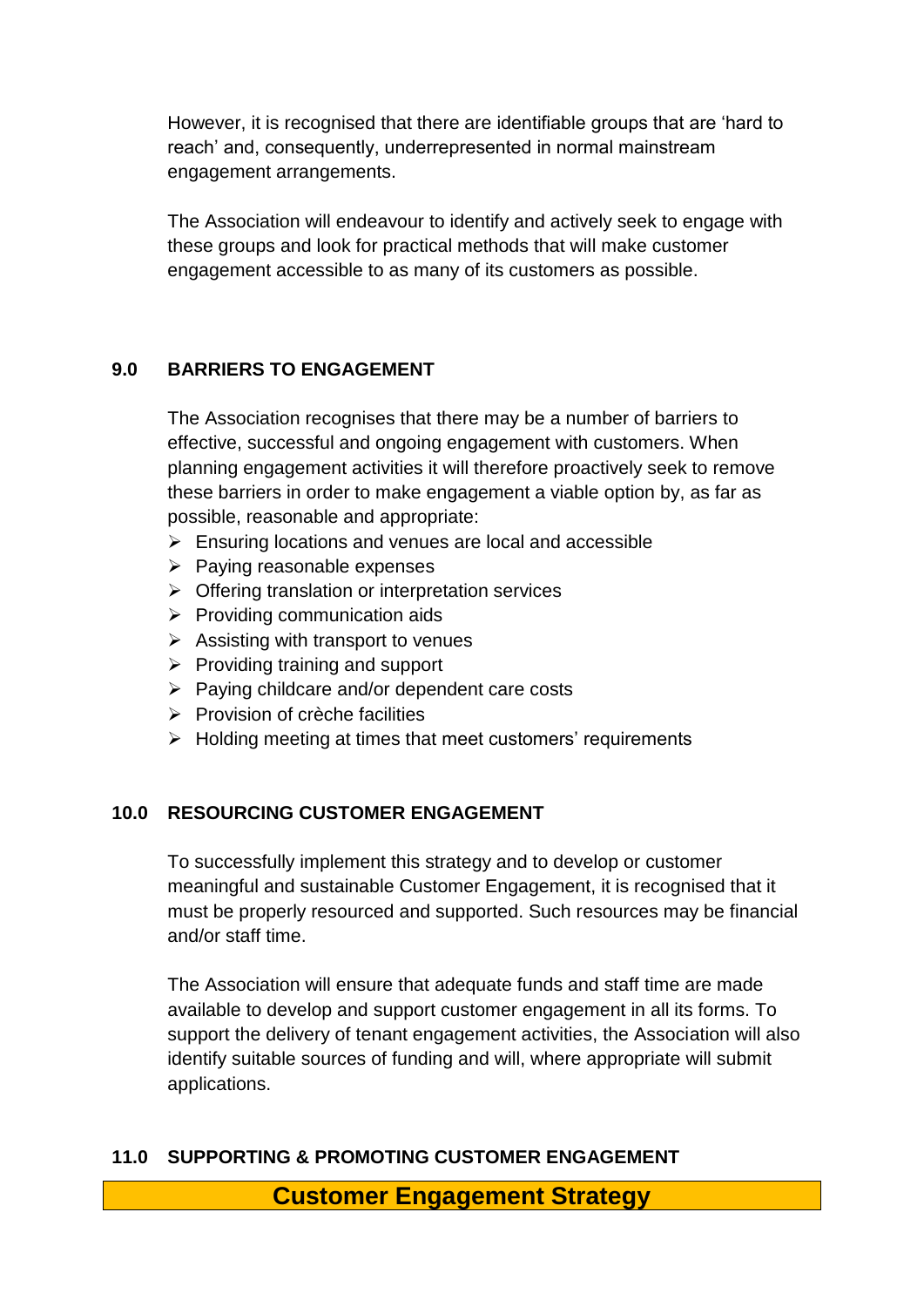However, it is recognised that there are identifiable groups that are 'hard to reach' and, consequently, underrepresented in normal mainstream engagement arrangements.

The Association will endeavour to identify and actively seek to engage with these groups and look for practical methods that will make customer engagement accessible to as many of its customers as possible.

## 9.0 BARRIERS TO ENGAGEMENT

The Association recognises that there may be a number of barriers to effective, successful and ongoing engagement with customers. When planning engagement activities it will therefore proactively seek to remove these barriers in order to make engagement a viable option by, as far as possible, reasonable and appropriate:

- Ensuring locations and venues are local and accessible
- Paying reasonable expenses
- Offering translation or interpretation services
- Providing communication aids
- Assisting with transport to venues
- Providing training and support
- Paying childcare and/or dependent care costs
- Provision of crèche facilities
- Holding meeting at times that meet customers' requirements

## 10.0 RESOURCING CUSTOMER ENGAGEMENT

To successfully implement this strategy and to develop or customer meaningful and sustainable Customer Engagement, it is recognised that it must be properly resourced and supported. Such resources may be financial and/or staff time.

The Association will ensure that adequate funds and staff time are made available to develop and support customer engagement in all its forms. To support the delivery of tenant engagement activities, the Association will also identify suitable sources of funding and will, where appropriate will submit applications.

## 11.0 SUPPORTING & PROMOTING CUSTOMER ENGAGEMENT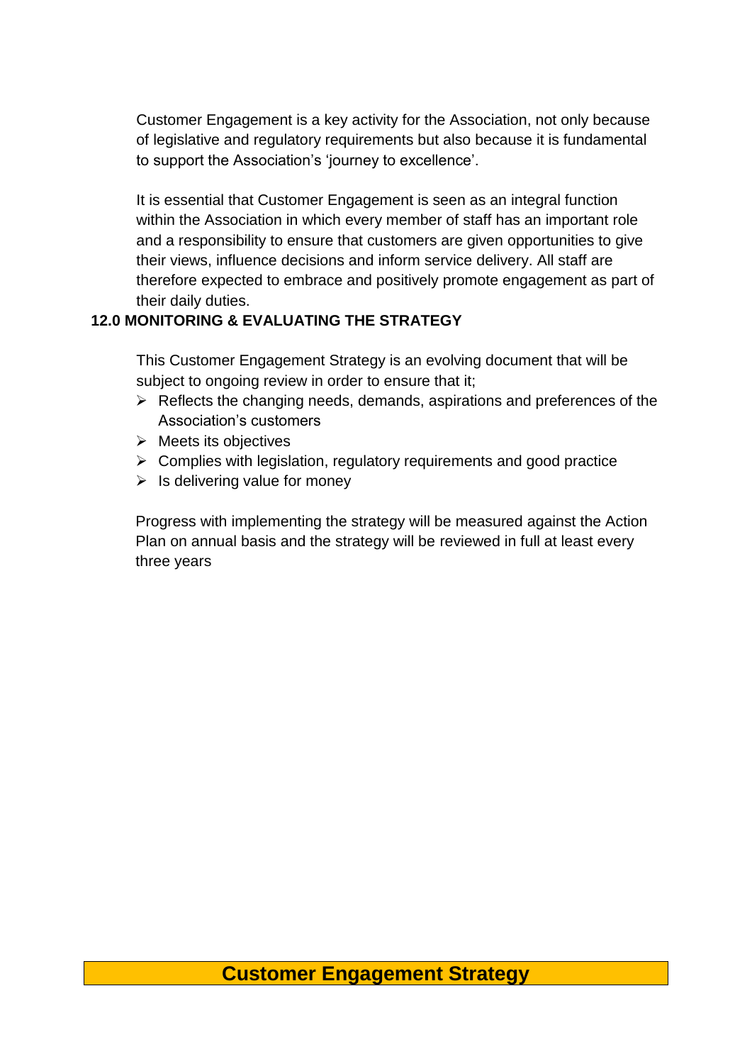Customer Engagement is a key activity for the Association, not only because of legislative and regulatory requirements but also because it is fundamental to support the Association's 'journey to excellence'.

It is essential that Customer Engagement is seen as an integral function within the Association in which every member of staff has an important role and a responsibility to ensure that customers are given opportunities to give their views, influence decisions and inform service delivery. All staff are therefore expected to embrace and positively promote engagement as part of their daily duties.

## 12.0 MONITORING & EVALUATING THE STRATEGY

This Customer Engagement Strategy is an evolving document that will be subject to ongoing review in order to ensure that it;

- Reflects the changing needs, demands, aspirations and preferences of the Association's customers
- Meets its objectives
- Complies with legislation, regulatory requirements and good practice
- Is delivering value for money

Progress with implementing the strategy will be measured against the Action Plan on annual basis and the strategy will be reviewed in full at least every three years